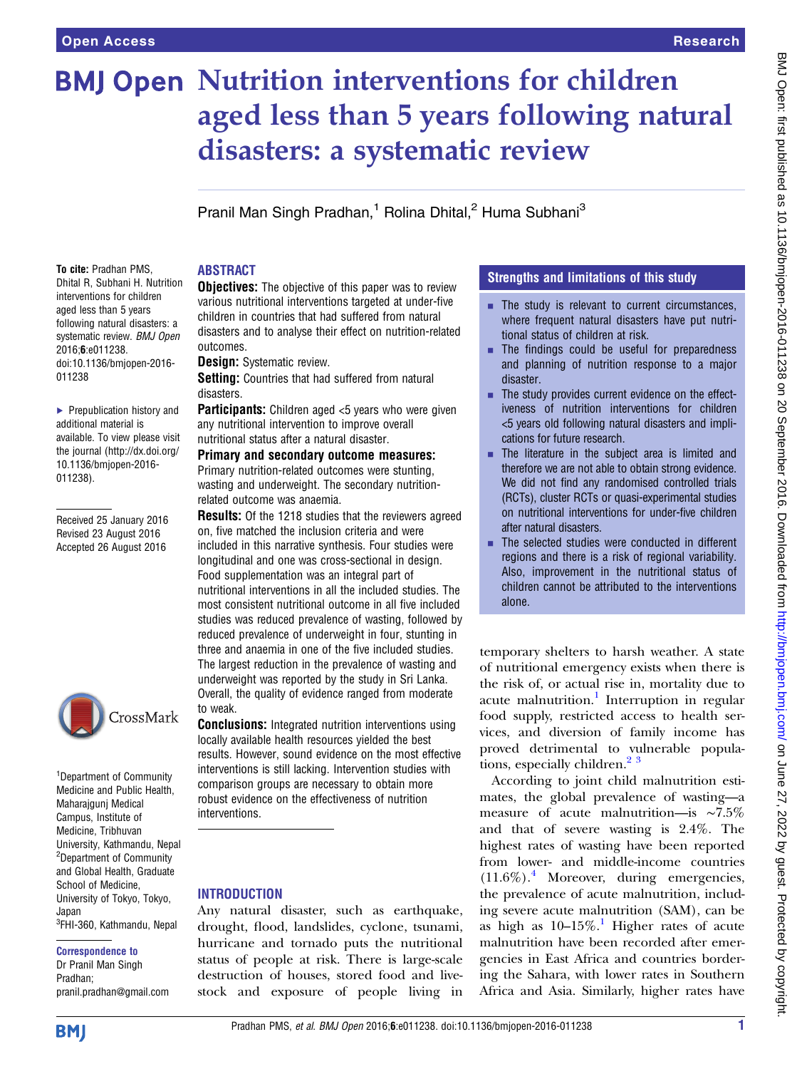# Nutrition interventions for children aged less than 5 years following natural disasters: a systematic review

Pranil Man Singh Pradhan,[1] Rolina Dhital,[2] Huma Subhani[3]

**To cite:** Pradhan PMS, Dhital R, Subhani H. Nutrition interventions for children aged less than 5 years following natural disasters: a systematic review. *BMJ Open* 2016;**6**:e011238. doi:10.1136/bmjopen-2016-011238

▸ Prepublication history and additional material is available. To view please visit the journal (http://dx.doi.org/10.1136/bmjopen-2016-011238).

Received 25 January 2016
Revised 23 August 2016
Accepted 26 August 2016

[1]Department of Community Medicine and Public Health, Maharajgunj Medical Campus, Institute of Medicine, Tribhuvan University, Kathmandu, Nepal
[2]Department of Community and Global Health, Graduate School of Medicine, University of Tokyo, Tokyo, Japan
[3]FHI-360, Kathmandu, Nepal

**Correspondence to**
Dr Pranil Man Singh Pradhan;
pranil.pradhan@gmail.com

## ABSTRACT

**Objectives:** The objective of this paper was to review various nutritional interventions targeted at under-five children in countries that had suffered from natural disasters and to analyse their effect on nutrition-related outcomes.

**Design:** Systematic review.

**Setting:** Countries that had suffered from natural disasters.

**Participants:** Children aged <5 years who were given any nutritional intervention to improve overall nutritional status after a natural disaster.

**Primary and secondary outcome measures:** Primary nutrition-related outcomes were stunting, wasting and underweight. The secondary nutrition-related outcome was anaemia.

**Results:** Of the 1218 studies that the reviewers agreed on, five matched the inclusion criteria and were included in this narrative synthesis. Four studies were longitudinal and one was cross-sectional in design. Food supplementation was an integral part of nutritional interventions in all the included studies. The most consistent nutritional outcome in all five included studies was reduced prevalence of wasting, followed by reduced prevalence of underweight in four, stunting in three and anaemia in one of the five included studies. The largest reduction in the prevalence of wasting and underweight was reported by the study in Sri Lanka. Overall, the quality of evidence ranged from moderate to weak.

**Conclusions:** Integrated nutrition interventions using locally available health resources yielded the best results. However, sound evidence on the most effective interventions is still lacking. Intervention studies with comparison groups are necessary to obtain more robust evidence on the effectiveness of nutrition interventions.

## Strengths and limitations of this study

- The study is relevant to current circumstances, where frequent natural disasters have put nutritional status of children at risk.
- The findings could be useful for preparedness and planning of nutrition response to a major disaster.
- The study provides current evidence on the effectiveness of nutrition interventions for children <5 years old following natural disasters and implications for future research.
- The literature in the subject area is limited and therefore we are not able to obtain strong evidence. We did not find any randomised controlled trials (RCTs), cluster RCTs or quasi-experimental studies on nutritional interventions for under-five children after natural disasters.
- The selected studies were conducted in different regions and there is a risk of regional variability. Also, improvement in the nutritional status of children cannot be attributed to the interventions alone.

## INTRODUCTION

Any natural disaster, such as earthquake, drought, flood, landslides, cyclone, tsunami, hurricane and tornado puts the nutritional status of people at risk. There is large-scale destruction of houses, stored food and livestock and exposure of people living in temporary shelters to harsh weather. A state of nutritional emergency exists when there is the risk of, or actual rise in, mortality due to acute malnutrition.[1] Interruption in regular food supply, restricted access to health services, and diversion of family income has proved detrimental to vulnerable populations, especially children.[2 3]

According to joint child malnutrition estimates, the global prevalence of wasting—a measure of acute malnutrition—is ~7.5% and that of severe wasting is 2.4%. The highest rates of wasting have been reported from lower- and middle-income countries (11.6%).[4] Moreover, during emergencies, the prevalence of acute malnutrition, including severe acute malnutrition (SAM), can be as high as 10–15%.[1] Higher rates of acute malnutrition have been recorded after emergencies in East Africa and countries bordering the Sahara, with lower rates in Southern Africa and Asia. Similarly, higher rates have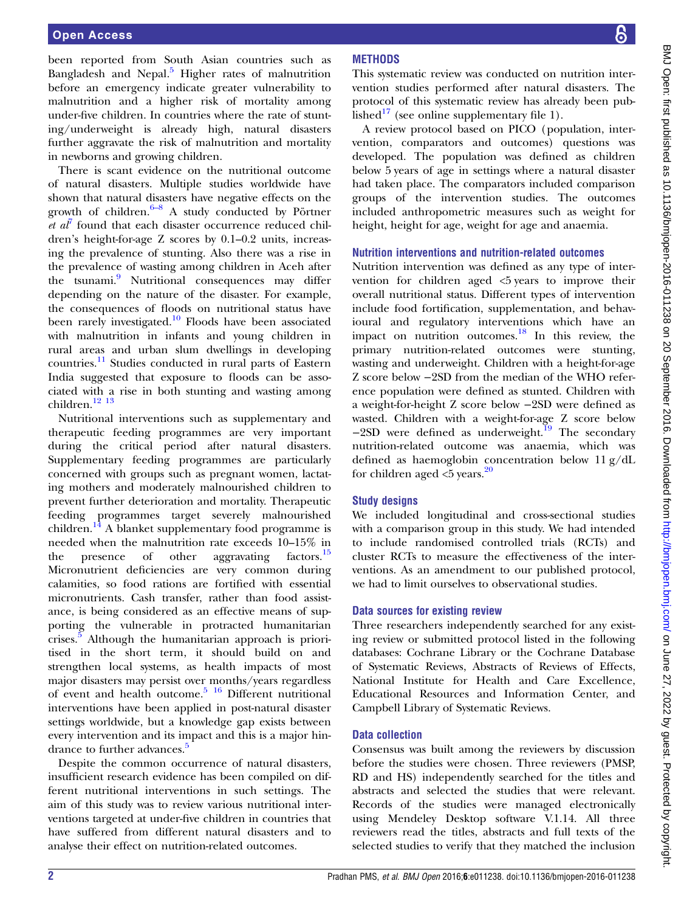been reported from South Asian countries such as Bangladesh and Nepal.[5] Higher rates of malnutrition before an emergency indicate greater vulnerability to malnutrition and a higher risk of mortality among under-five children. In countries where the rate of stunting/underweight is already high, natural disasters further aggravate the risk of malnutrition and mortality in newborns and growing children.

There is scant evidence on the nutritional outcome of natural disasters. Multiple studies worldwide have shown that natural disasters have negative effects on the growth of children.[6–8] A study conducted by Pörtner *et al*[7] found that each disaster occurrence reduced children's height-for-age Z scores by 0.1–0.2 units, increasing the prevalence of stunting. Also there was a rise in the prevalence of wasting among children in Aceh after the tsunami.[9] Nutritional consequences may differ depending on the nature of the disaster. For example, the consequences of floods on nutritional status have been rarely investigated.[10] Floods have been associated with malnutrition in infants and young children in rural areas and urban slum dwellings in developing countries.[11] Studies conducted in rural parts of Eastern India suggested that exposure to floods can be associated with a rise in both stunting and wasting among children.[12 13]

Nutritional interventions such as supplementary and therapeutic feeding programmes are very important during the critical period after natural disasters. Supplementary feeding programmes are particularly concerned with groups such as pregnant women, lactating mothers and moderately malnourished children to prevent further deterioration and mortality. Therapeutic feeding programmes target severely malnourished children.[14] A blanket supplementary food programme is needed when the malnutrition rate exceeds 10–15% in the presence of other aggravating factors.[15] Micronutrient deficiencies are very common during calamities, so food rations are fortified with essential micronutrients. Cash transfer, rather than food assistance, is being considered as an effective means of supporting the vulnerable in protracted humanitarian crises.[5] Although the humanitarian approach is prioritised in the short term, it should build on and strengthen local systems, as health impacts of most major disasters may persist over months/years regardless of event and health outcome.[5 16] Different nutritional interventions have been applied in post-natural disaster settings worldwide, but a knowledge gap exists between every intervention and its impact and this is a major hindrance to further advances.[5]

Despite the common occurrence of natural disasters, insufficient research evidence has been compiled on different nutritional interventions in such settings. The aim of this study was to review various nutritional interventions targeted at under-five children in countries that have suffered from different natural disasters and to analyse their effect on nutrition-related outcomes.

## METHODS

This systematic review was conducted on nutrition intervention studies performed after natural disasters. The protocol of this systematic review has already been published[17] (see online supplementary file 1).

A review protocol based on PICO (population, intervention, comparators and outcomes) questions was developed. The population was defined as children below 5 years of age in settings where a natural disaster had taken place. The comparators included comparison groups of the intervention studies. The outcomes included anthropometric measures such as weight for height, height for age, weight for age and anaemia.

### Nutrition interventions and nutrition-related outcomes

Nutrition intervention was defined as any type of intervention for children aged <5 years to improve their overall nutritional status. Different types of intervention include food fortification, supplementation, and behavioural and regulatory interventions which have an impact on nutrition outcomes.[18] In this review, the primary nutrition-related outcomes were stunting, wasting and underweight. Children with a height-for-age Z score below −2SD from the median of the WHO reference population were defined as stunted. Children with a weight-for-height Z score below −2SD were defined as wasted. Children with a weight-for-age Z score below −2SD were defined as underweight.[19] The secondary nutrition-related outcome was anaemia, which was defined as haemoglobin concentration below 11 g/dL for children aged <5 years.[20]

### Study designs

We included longitudinal and cross-sectional studies with a comparison group in this study. We had intended to include randomised controlled trials (RCTs) and cluster RCTs to measure the effectiveness of the interventions. As an amendment to our published protocol, we had to limit ourselves to observational studies.

### Data sources for existing review

Three researchers independently searched for any existing review or submitted protocol listed in the following databases: Cochrane Library or the Cochrane Database of Systematic Reviews, Abstracts of Reviews of Effects, National Institute for Health and Care Excellence, Educational Resources and Information Center, and Campbell Library of Systematic Reviews.

### Data collection

Consensus was built among the reviewers by discussion before the studies were chosen. Three reviewers (PMSP, RD and HS) independently searched for the titles and abstracts and selected the studies that were relevant. Records of the studies were managed electronically using Mendeley Desktop software V.1.14. All three reviewers read the titles, abstracts and full texts of the selected studies to verify that they matched the inclusion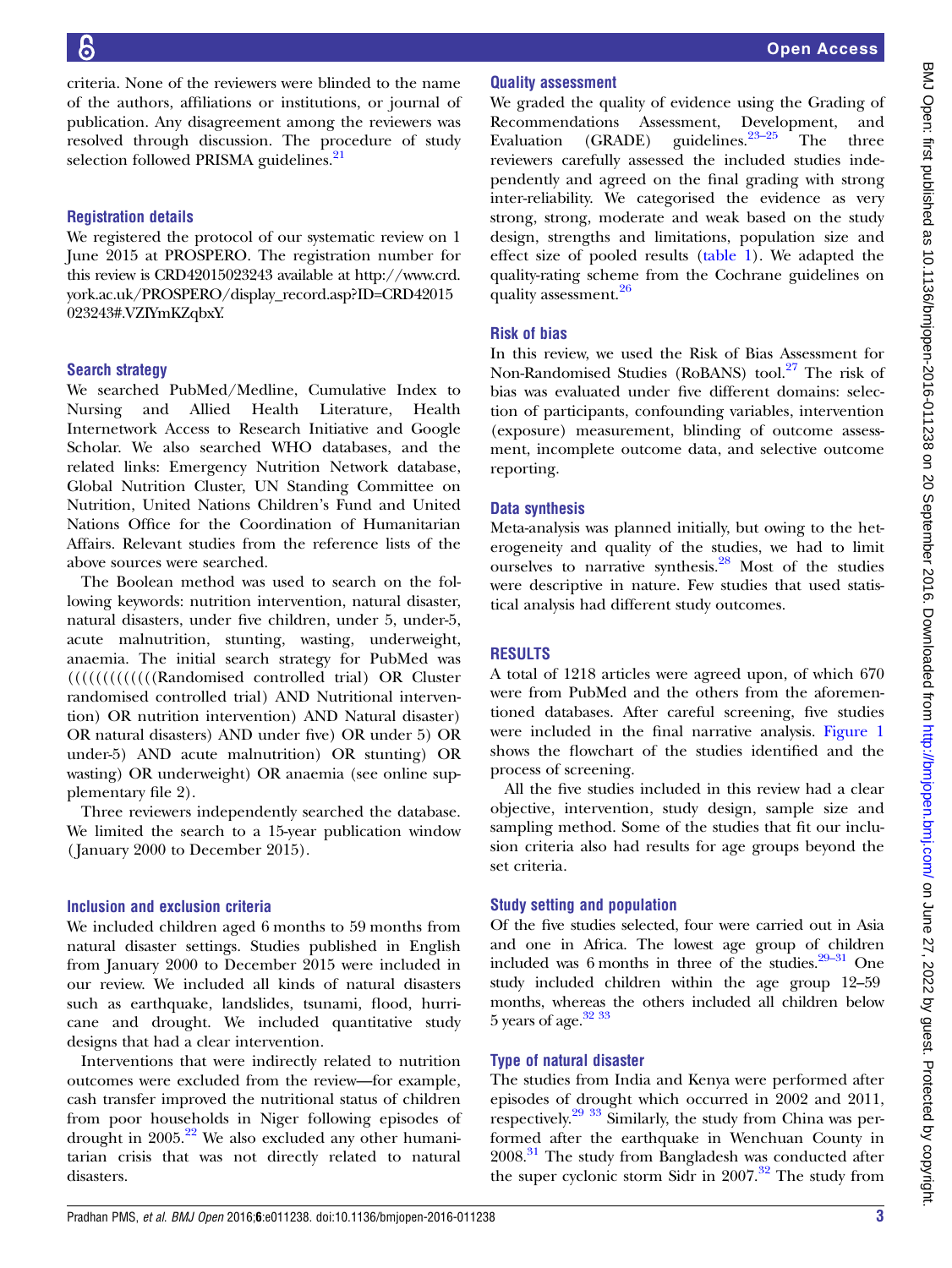criteria. None of the reviewers were blinded to the name of the authors, affiliations or institutions, or journal of publication. Any disagreement among the reviewers was resolved through discussion. The procedure of study selection followed PRISMA guidelines.[21]

### Registration details

We registered the protocol of our systematic review on 1 June 2015 at PROSPERO. The registration number for this review is CRD42015023243 available at http://www.crd.york.ac.uk/PROSPERO/display_record.asp?ID=CRD42015023243#.VZIYmKZqbxY.

### Search strategy

We searched PubMed/Medline, Cumulative Index to Nursing and Allied Health Literature, Health Internetwork Access to Research Initiative and Google Scholar. We also searched WHO databases, and the related links: Emergency Nutrition Network database, Global Nutrition Cluster, UN Standing Committee on Nutrition, United Nations Children's Fund and United Nations Office for the Coordination of Humanitarian Affairs. Relevant studies from the reference lists of the above sources were searched.

The Boolean method was used to search on the following keywords: nutrition intervention, natural disaster, natural disasters, under five children, under 5, under-5, acute malnutrition, stunting, wasting, underweight, anaemia. The initial search strategy for PubMed was ((((((((((((Randomised controlled trial) OR Cluster randomised controlled trial) AND Nutritional intervention) OR nutrition intervention) AND Natural disaster) OR natural disasters) AND under five) OR under 5) OR under-5) AND acute malnutrition) OR stunting) OR wasting) OR underweight) OR anaemia (see online supplementary file 2).

Three reviewers independently searched the database. We limited the search to a 15-year publication window (January 2000 to December 2015).

### Inclusion and exclusion criteria

We included children aged 6 months to 59 months from natural disaster settings. Studies published in English from January 2000 to December 2015 were included in our review. We included all kinds of natural disasters such as earthquake, landslides, tsunami, flood, hurricane and drought. We included quantitative study designs that had a clear intervention.

Interventions that were indirectly related to nutrition outcomes were excluded from the review—for example, cash transfer improved the nutritional status of children from poor households in Niger following episodes of drought in 2005.[22] We also excluded any other humanitarian crisis that was not directly related to natural disasters.

### Quality assessment

We graded the quality of evidence using the Grading of Recommendations Assessment, Development, and Evaluation (GRADE) guidelines.[23–25] The three reviewers carefully assessed the included studies independently and agreed on the final grading with strong inter-reliability. We categorised the evidence as very strong, strong, moderate and weak based on the study design, strengths and limitations, population size and effect size of pooled results (table 1). We adapted the quality-rating scheme from the Cochrane guidelines on quality assessment.[26]

### Risk of bias

In this review, we used the Risk of Bias Assessment for Non-Randomised Studies (RoBANS) tool.[27] The risk of bias was evaluated under five different domains: selection of participants, confounding variables, intervention (exposure) measurement, blinding of outcome assessment, incomplete outcome data, and selective outcome reporting.

### Data synthesis

Meta-analysis was planned initially, but owing to the heterogeneity and quality of the studies, we had to limit ourselves to narrative synthesis.[28] Most of the studies were descriptive in nature. Few studies that used statistical analysis had different study outcomes.

## RESULTS

A total of 1218 articles were agreed upon, of which 670 were from PubMed and the others from the aforementioned databases. After careful screening, five studies were included in the final narrative analysis. Figure 1 shows the flowchart of the studies identified and the process of screening.

All the five studies included in this review had a clear objective, intervention, study design, sample size and sampling method. Some of the studies that fit our inclusion criteria also had results for age groups beyond the set criteria.

### Study setting and population

Of the five studies selected, four were carried out in Asia and one in Africa. The lowest age group of children included was 6 months in three of the studies.[29–31] One study included children within the age group 12–59 months, whereas the others included all children below 5 years of age.[32 33]

### Type of natural disaster

The studies from India and Kenya were performed after episodes of drought which occurred in 2002 and 2011, respectively.[29 33] Similarly, the study from China was performed after the earthquake in Wenchuan County in 2008.[31] The study from Bangladesh was conducted after the super cyclonic storm Sidr in 2007.[32] The study from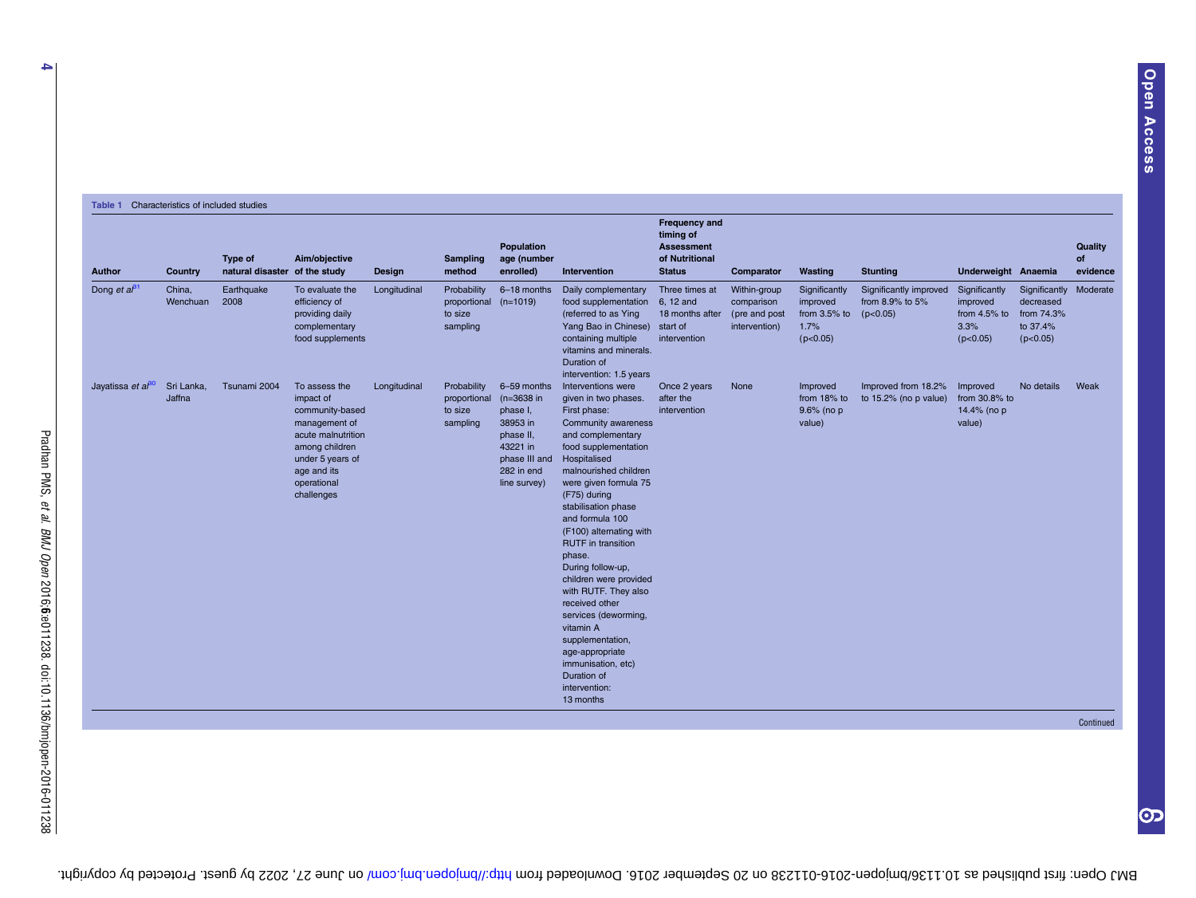Table 1 Characteristics of included studies

| Author | Country | Type of natural disaster | Aim/objective of the study | Design | Sampling method | Population age (number enrolled) | Intervention | Frequency and timing of Assessment of Nutritional Status | Comparator | Wasting | Stunting | Underweight | Anaemia | Quality of evidence |
|---|---|---|---|---|---|---|---|---|---|---|---|---|---|---|
| Dong *et al*[31] | China, Wenchuan | Earthquake 2008 | To evaluate the efficiency of providing daily complementary food supplements | Longitudinal | Probability proportional to size sampling | 6–18 months (n=1019) | Daily complementary food supplementation (referred to as Ying Yang Bao in Chinese) containing multiple vitamins and minerals. Duration of intervention: 1.5 years | Three times at 6, 12 and 18 months after start of intervention | Within-group comparison (pre and post intervention) | Significantly improved from 3.5% to 1.7% (p<0.05) | Significantly improved from 8.9% to 5% (p<0.05) | Significantly improved from 4.5% to 3.3% (p<0.05) | Significantly decreased from 74.3% to 37.4% (p<0.05) | Moderate |
| Jayatissa *et al*[30] | Sri Lanka, Jaffna | Tsunami 2004 | To assess the impact of community-based management of acute malnutrition among children under 5 years of age and its operational challenges | Longitudinal | Probability proportional to size sampling | 6–59 months (n=3638 in phase I, 38953 in phase II, 43221 in phase III and 282 in end line survey) | Interventions were given in two phases. First phase: Community awareness and complementary food supplementation Hospitalised malnourished children were given formula 75 (F75) during stabilisation phase and formula 100 (F100) alternating with RUTF in transition phase. During follow-up, children were provided with RUTF. They also received other services (deworming, vitamin A supplementation, age-appropriate immunisation, etc) Duration of intervention: 13 months | Once 2 years after the intervention | None | Improved from 18% to 9.6% (no p value) | Improved from 18.2% to 15.2% (no p value) | Improved from 30.8% to 14.4% (no p value) | No details | Weak |

Continued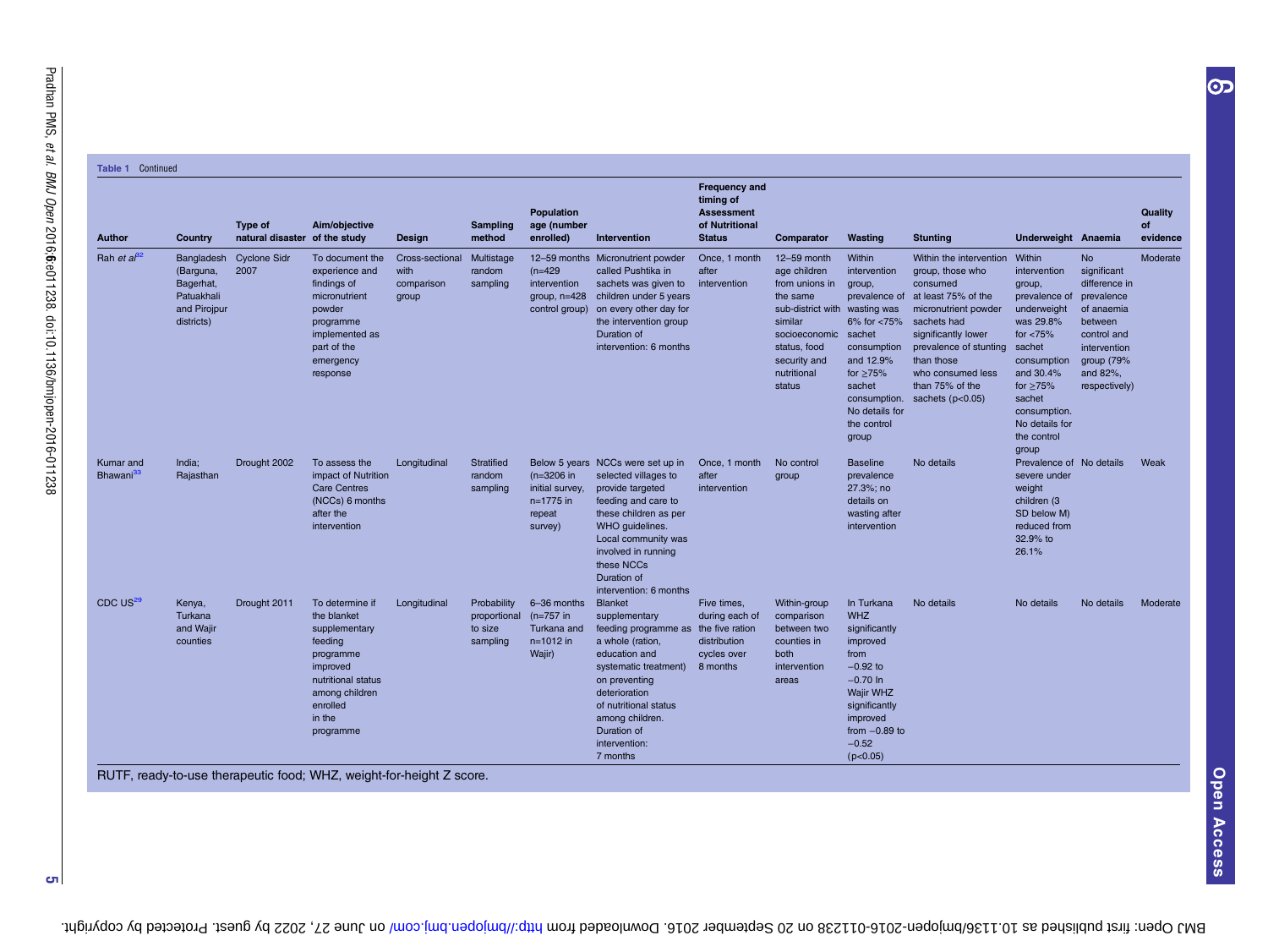**Table 1** Continued

| Author | Country | Type of natural disaster | Aim/objective of the study | Design | Sampling method | Population age (number enrolled) | Intervention | Frequency and timing of Assessment of Nutritional Status | Comparator | Wasting | Stunting | Underweight | Anaemia | Quality of evidence |
|---|---|---|---|---|---|---|---|---|---|---|---|---|---|---|
| Rah *et al*[32] | Bangladesh (Barguna, Bagerhat, Patuakhali and Pirojpur districts) | Cyclone Sidr 2007 | To document the experience and findings of micronutrient powder programme implemented as part of the emergency response | Cross-sectional with comparison group | Multistage random sampling | 12–59 months (n=429 intervention group, n=428 control group) | Micronutrient powder called Pushtika in sachets was given to children under 5 years on every other day for the intervention group Duration of intervention: 6 months | Once, 1 month after intervention | 12–59 month age children from unions in the same sub-district with similar socioeconomic status, food security and nutritional status | Within intervention group, prevalence of wasting was 6% for <75% sachet consumption and 12.9% for ≥75% sachet consumption. No details for the control group | Within the intervention group, those who consumed at least 75% of the micronutrient powder sachets had significantly lower prevalence of stunting than those who consumed less than 75% of the sachets ($p<0.05$) | Within intervention group, prevalence of underweight was 29.8% for <75% sachet consumption and 30.4% for ≥75% sachet consumption. No details for the control group | No significant difference in prevalence of anaemia between control and intervention group (79% and 82%, respectively) | Moderate |
| Kumar and Bhawani[33] | India; Rajasthan | Drought 2002 | To assess the impact of Nutrition Care Centres (NCCs) 6 months after the intervention | Longitudinal | Stratified random sampling | Below 5 years (n=3206 in initial survey, n=1775 in repeat survey) | NCCs were set up in selected villages to provide targeted feeding and care to these children as per WHO guidelines. Local community was involved in running these NCCs Duration of intervention: 6 months | Once, 1 month after intervention | No control group | Baseline prevalence 27.3%; no details on wasting after intervention | No details | Prevalence of severe under weight children (3 SD below M) reduced from 32.9% to 26.1% | No details | Weak |
| CDC US[29] | Kenya, Turkana and Wajir counties | Drought 2011 | To determine if the blanket supplementary feeding programme improved nutritional status among children enrolled in the programme | Longitudinal | Probability proportional to size sampling | 6–36 months (n=757 in Turkana and n=1012 in Wajir) | Blanket supplementary feeding programme as a whole (ration, education and systematic treatment) on preventing deterioration of nutritional status among children. Duration of intervention: 7 months | Five times, during each of the five ration distribution cycles over 8 months | Within-group comparison between two counties in both intervention areas | In Turkana WHZ significantly improved from −0.92 to −0.70 In Wajir WHZ significantly improved from −0.89 to −0.52 ($p<0.05$) | No details | No details | No details | Moderate |

RUTF, ready-to-use therapeutic food; WHZ, weight-for-height Z score.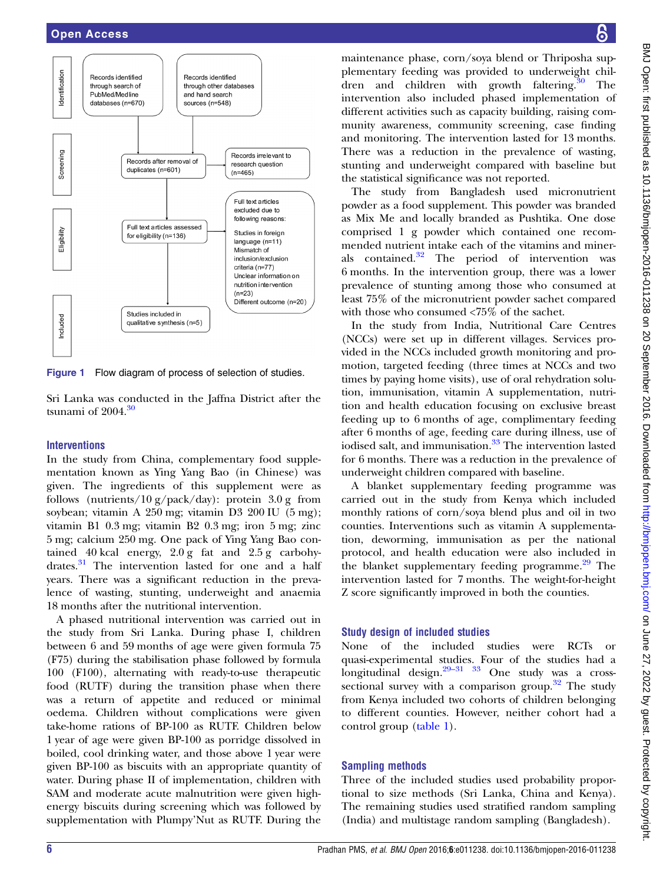Figure 1 Flow diagram of process of selection of studies.

Sri Lanka was conducted in the Jaffna District after the tsunami of 2004.[30]

### Interventions

In the study from China, complementary food supplementation known as Ying Yang Bao (in Chinese) was given. The ingredients of this supplement were as follows (nutrients/10 g/pack/day): protein 3.0 g from soybean; vitamin A 250 mg; vitamin D3 200 IU (5 mg); vitamin B1 0.3 mg; vitamin B2 0.3 mg; iron 5 mg; zinc 5 mg; calcium 250 mg. One pack of Ying Yang Bao contained 40 kcal energy, 2.0 g fat and 2.5 g carbohydrates.[31] The intervention lasted for one and a half years. There was a significant reduction in the prevalence of wasting, stunting, underweight and anaemia 18 months after the nutritional intervention.

A phased nutritional intervention was carried out in the study from Sri Lanka. During phase I, children between 6 and 59 months of age were given formula 75 (F75) during the stabilisation phase followed by formula 100 (F100), alternating with ready-to-use therapeutic food (RUTF) during the transition phase when there was a return of appetite and reduced or minimal oedema. Children without complications were given take-home rations of BP-100 as RUTF. Children below 1 year of age were given BP-100 as porridge dissolved in boiled, cool drinking water, and those above 1 year were given BP-100 as biscuits with an appropriate quantity of water. During phase II of implementation, children with SAM and moderate acute malnutrition were given high-energy biscuits during screening which was followed by supplementation with Plumpy'Nut as RUTF. During the maintenance phase, corn/soya blend or Thriposha supplementary feeding was provided to underweight children and children with growth faltering.[30] The intervention also included phased implementation of different activities such as capacity building, raising community awareness, community screening, case finding and monitoring. The intervention lasted for 13 months. There was a reduction in the prevalence of wasting, stunting and underweight compared with baseline but the statistical significance was not reported.

The study from Bangladesh used micronutrient powder as a food supplement. This powder was branded as Mix Me and locally branded as Pushtika. One dose comprised 1 g powder which contained one recommended nutrient intake each of the vitamins and minerals contained.[32] The period of intervention was 6 months. In the intervention group, there was a lower prevalence of stunting among those who consumed at least 75% of the micronutrient powder sachet compared with those who consumed <75% of the sachet.

In the study from India, Nutritional Care Centres (NCCs) were set up in different villages. Services provided in the NCCs included growth monitoring and promotion, targeted feeding (three times at NCCs and two times by paying home visits), use of oral rehydration solution, immunisation, vitamin A supplementation, nutrition and health education focusing on exclusive breast feeding up to 6 months of age, complimentary feeding after 6 months of age, feeding care during illness, use of iodised salt, and immunisation.[33] The intervention lasted for 6 months. There was a reduction in the prevalence of underweight children compared with baseline.

A blanket supplementary feeding programme was carried out in the study from Kenya which included monthly rations of corn/soya blend plus and oil in two counties. Interventions such as vitamin A supplementation, deworming, immunisation as per the national protocol, and health education were also included in the blanket supplementary feeding programme.[29] The intervention lasted for 7 months. The weight-for-height Z score significantly improved in both the counties.

### Study design of included studies

None of the included studies were RCTs or quasi-experimental studies. Four of the studies had a longitudinal design.[29–31 33] One study was a cross-sectional survey with a comparison group.[32] The study from Kenya included two cohorts of children belonging to different counties. However, neither cohort had a control group (table 1).

### Sampling methods

Three of the included studies used probability proportional to size methods (Sri Lanka, China and Kenya). The remaining studies used stratified random sampling (India) and multistage random sampling (Bangladesh).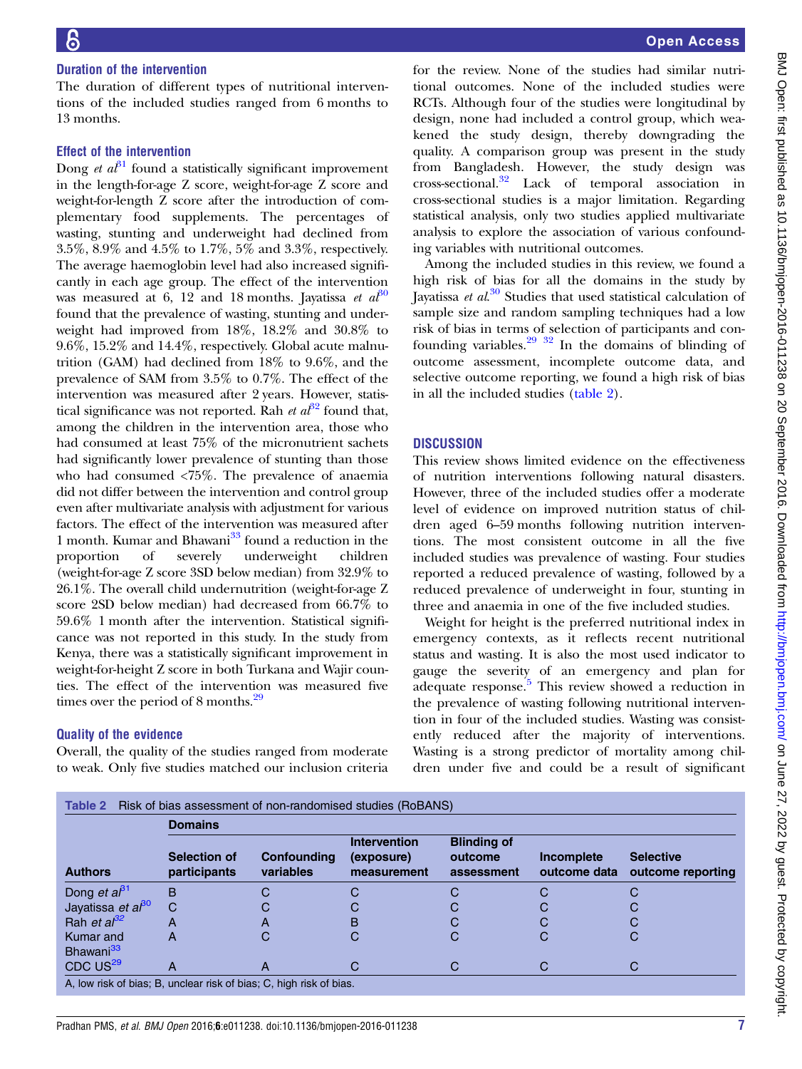### Duration of the intervention

The duration of different types of nutritional interventions of the included studies ranged from 6 months to 13 months.

### Effect of the intervention

Dong *et al*[31] found a statistically significant improvement in the length-for-age Z score, weight-for-age Z score and weight-for-length Z score after the introduction of complementary food supplements. The percentages of wasting, stunting and underweight had declined from 3.5%, 8.9% and 4.5% to 1.7%, 5% and 3.3%, respectively. The average haemoglobin level had also increased significantly in each age group. The effect of the intervention was measured at 6, 12 and 18 months. Jayatissa *et al*[30] found that the prevalence of wasting, stunting and underweight had improved from 18%, 18.2% and 30.8% to 9.6%, 15.2% and 14.4%, respectively. Global acute malnutrition (GAM) had declined from 18% to 9.6%, and the prevalence of SAM from 3.5% to 0.7%. The effect of the intervention was measured after 2 years. However, statistical significance was not reported. Rah *et al*[32] found that, among the children in the intervention area, those who had consumed at least 75% of the micronutrient sachets had significantly lower prevalence of stunting than those who had consumed <75%. The prevalence of anaemia did not differ between the intervention and control group even after multivariate analysis with adjustment for various factors. The effect of the intervention was measured after 1 month. Kumar and Bhawani[33] found a reduction in the proportion of severely underweight children (weight-for-age Z score 3SD below median) from 32.9% to 26.1%. The overall child undernutrition (weight-for-age Z score 2SD below median) had decreased from 66.7% to 59.6% 1 month after the intervention. Statistical significance was not reported in this study. In the study from Kenya, there was a statistically significant improvement in weight-for-height Z score in both Turkana and Wajir counties. The effect of the intervention was measured five times over the period of 8 months.[29]

### Quality of the evidence

Overall, the quality of the studies ranged from moderate to weak. Only five studies matched our inclusion criteria for the review. None of the studies had similar nutritional outcomes. None of the included studies were RCTs. Although four of the studies were longitudinal by design, none had included a control group, which weakened the study design, thereby downgrading the quality. A comparison group was present in the study from Bangladesh. However, the study design was cross-sectional.[32] Lack of temporal association in cross-sectional studies is a major limitation. Regarding statistical analysis, only two studies applied multivariate analysis to explore the association of various confounding variables with nutritional outcomes.

Among the included studies in this review, we found a high risk of bias for all the domains in the study by Jayatissa *et al*.[30] Studies that used statistical calculation of sample size and random sampling techniques had a low risk of bias in terms of selection of participants and confounding variables.[29 32] In the domains of blinding of outcome assessment, incomplete outcome data, and selective outcome reporting, we found a high risk of bias in all the included studies (table 2).

## DISCUSSION

This review shows limited evidence on the effectiveness of nutrition interventions following natural disasters. However, three of the included studies offer a moderate level of evidence on improved nutrition status of children aged 6–59 months following nutrition interventions. The most consistent outcome in all the five included studies was prevalence of wasting. Four studies reported a reduced prevalence of wasting, followed by a reduced prevalence of underweight in four, stunting in three and anaemia in one of the five included studies.

Weight for height is the preferred nutritional index in emergency contexts, as it reflects recent nutritional status and wasting. It is also the most used indicator to gauge the severity of an emergency and plan for adequate response.[5] This review showed a reduction in the prevalence of wasting following nutritional intervention in four of the included studies. Wasting was consistently reduced after the majority of interventions. Wasting is a strong predictor of mortality among children under five and could be a result of significant

Table 2 Risk of bias assessment of non-randomised studies (RoBANS)

| | Domains | | | | | |
|---|---|---|---|---|---|---|
| Authors | Selection of participants | Confounding variables | Intervention (exposure) measurement | Blinding of outcome assessment | Incomplete outcome data | Selective outcome reporting |
| Dong *et al*[31] | B | C | C | C | C | C |
| Jayatissa *et al*[30] | C | C | C | C | C | C |
| Rah *et al*[32] | A | A | B | C | C | C |
| Kumar and Bhawani[33] | A | C | C | C | C | C |
| CDC US[29] | A | A | C | C | C | C |

A, low risk of bias; B, unclear risk of bias; C, high risk of bias.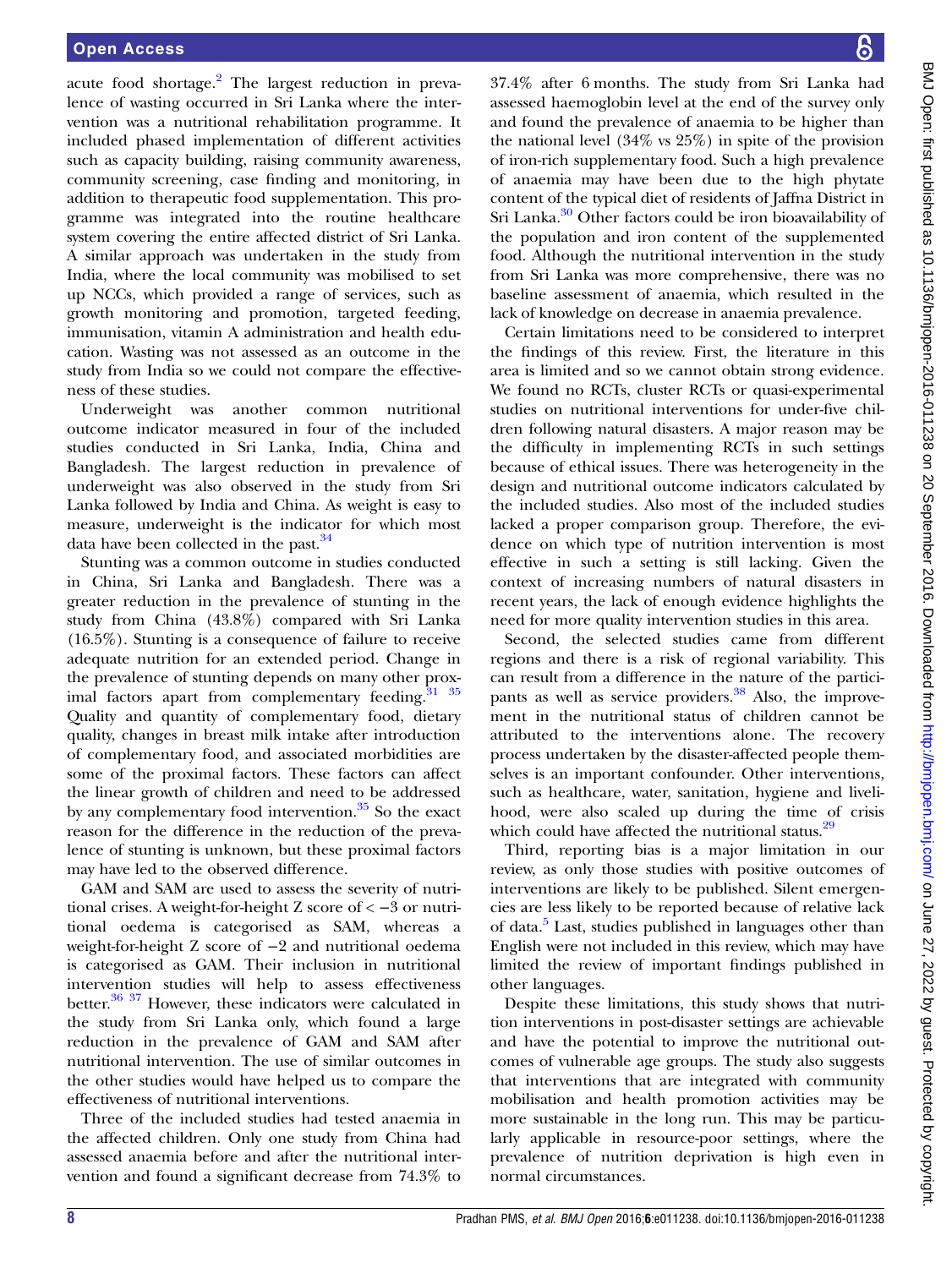acute food shortage.[2] The largest reduction in prevalence of wasting occurred in Sri Lanka where the intervention was a nutritional rehabilitation programme. It included phased implementation of different activities such as capacity building, raising community awareness, community screening, case finding and monitoring, in addition to therapeutic food supplementation. This programme was integrated into the routine healthcare system covering the entire affected district of Sri Lanka. A similar approach was undertaken in the study from India, where the local community was mobilised to set up NCCs, which provided a range of services, such as growth monitoring and promotion, targeted feeding, immunisation, vitamin A administration and health education. Wasting was not assessed as an outcome in the study from India so we could not compare the effectiveness of these studies.

Underweight was another common nutritional outcome indicator measured in four of the included studies conducted in Sri Lanka, India, China and Bangladesh. The largest reduction in prevalence of underweight was also observed in the study from Sri Lanka followed by India and China. As weight is easy to measure, underweight is the indicator for which most data have been collected in the past.[34]

Stunting was a common outcome in studies conducted in China, Sri Lanka and Bangladesh. There was a greater reduction in the prevalence of stunting in the study from China (43.8%) compared with Sri Lanka (16.5%). Stunting is a consequence of failure to receive adequate nutrition for an extended period. Change in the prevalence of stunting depends on many other proximal factors apart from complementary feeding.[31 35] Quality and quantity of complementary food, dietary quality, changes in breast milk intake after introduction of complementary food, and associated morbidities are some of the proximal factors. These factors can affect the linear growth of children and need to be addressed by any complementary food intervention.[35] So the exact reason for the difference in the reduction of the prevalence of stunting is unknown, but these proximal factors may have led to the observed difference.

GAM and SAM are used to assess the severity of nutritional crises. A weight-for-height Z score of $<-3$ or nutritional oedema is categorised as SAM, whereas a weight-for-height Z score of $-2$ and nutritional oedema is categorised as GAM. Their inclusion in nutritional intervention studies will help to assess effectiveness better.[36 37] However, these indicators were calculated in the study from Sri Lanka only, which found a large reduction in the prevalence of GAM and SAM after nutritional intervention. The use of similar outcomes in the other studies would have helped us to compare the effectiveness of nutritional interventions.

Three of the included studies had tested anaemia in the affected children. Only one study from China had assessed anaemia before and after the nutritional intervention and found a significant decrease from 74.3% to 37.4% after 6 months. The study from Sri Lanka had assessed haemoglobin level at the end of the survey only and found the prevalence of anaemia to be higher than the national level (34% vs 25%) in spite of the provision of iron-rich supplementary food. Such a high prevalence of anaemia may have been due to the high phytate content of the typical diet of residents of Jaffna District in Sri Lanka.[30] Other factors could be iron bioavailability of the population and iron content of the supplemented food. Although the nutritional intervention in the study from Sri Lanka was more comprehensive, there was no baseline assessment of anaemia, which resulted in the lack of knowledge on decrease in anaemia prevalence.

Certain limitations need to be considered to interpret the findings of this review. First, the literature in this area is limited and so we cannot obtain strong evidence. We found no RCTs, cluster RCTs or quasi-experimental studies on nutritional interventions for under-five children following natural disasters. A major reason may be the difficulty in implementing RCTs in such settings because of ethical issues. There was heterogeneity in the design and nutritional outcome indicators calculated by the included studies. Also most of the included studies lacked a proper comparison group. Therefore, the evidence on which type of nutrition intervention is most effective in such a setting is still lacking. Given the context of increasing numbers of natural disasters in recent years, the lack of enough evidence highlights the need for more quality intervention studies in this area.

Second, the selected studies came from different regions and there is a risk of regional variability. This can result from a difference in the nature of the participants as well as service providers.[38] Also, the improvement in the nutritional status of children cannot be attributed to the interventions alone. The recovery process undertaken by the disaster-affected people themselves is an important confounder. Other interventions, such as healthcare, water, sanitation, hygiene and livelihood, were also scaled up during the time of crisis which could have affected the nutritional status.[29]

Third, reporting bias is a major limitation in our review, as only those studies with positive outcomes of interventions are likely to be published. Silent emergencies are less likely to be reported because of relative lack of data.[5] Last, studies published in languages other than English were not included in this review, which may have limited the review of important findings published in other languages.

Despite these limitations, this study shows that nutrition interventions in post-disaster settings are achievable and have the potential to improve the nutritional outcomes of vulnerable age groups. The study also suggests that interventions that are integrated with community mobilisation and health promotion activities may be more sustainable in the long run. This may be particularly applicable in resource-poor settings, where the prevalence of nutrition deprivation is high even in normal circumstances.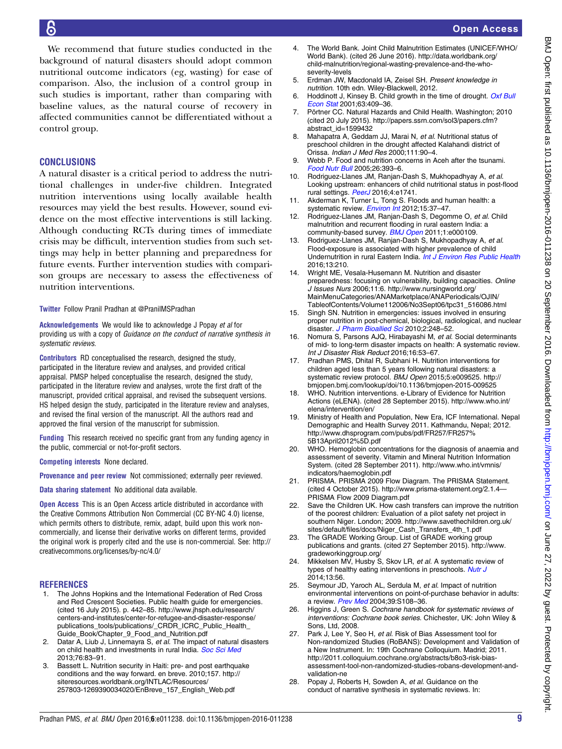We recommend that future studies conducted in the background of natural disasters should adopt common nutritional outcome indicators (eg, wasting) for ease of comparison. Also, the inclusion of a control group in such studies is important, rather than comparing with baseline values, as the natural course of recovery in affected communities cannot be differentiated without a control group.

## CONCLUSIONS

A natural disaster is a critical period to address the nutritional challenges in under-five children. Integrated nutrition interventions using locally available health resources may yield the best results. However, sound evidence on the most effective interventions is still lacking. Although conducting RCTs during times of immediate crisis may be difficult, intervention studies from such settings may help in better planning and preparedness for future events. Further intervention studies with comparison groups are necessary to assess the effectiveness of nutrition interventions.

**Twitter** Follow Pranil Pradhan at @PranilMSPradhan

**Acknowledgements** We would like to acknowledge J Popay *et al* for providing us with a copy of *Guidance on the conduct of narrative synthesis in systematic reviews*.

**Contributors** RD conceptualised the research, designed the study, participated in the literature review and analyses, and provided critical appraisal. PMSP helped conceptualise the research, designed the study, participated in the literature review and analyses, wrote the first draft of the manuscript, provided critical appraisal, and revised the subsequent versions. HS helped design the study, participated in the literature review and analyses, and revised the final version of the manuscript. All the authors read and approved the final version of the manuscript for submission.

**Funding** This research received no specific grant from any funding agency in the public, commercial or not-for-profit sectors.

**Competing interests** None declared.

**Provenance and peer review** Not commissioned; externally peer reviewed.

**Data sharing statement** No additional data available.

**Open Access** This is an Open Access article distributed in accordance with the Creative Commons Attribution Non Commercial (CC BY-NC 4.0) license, which permits others to distribute, remix, adapt, build upon this work non-commercially, and license their derivative works on different terms, provided the original work is properly cited and the use is non-commercial. See: http://creativecommons.org/licenses/by-nc/4.0/

## REFERENCES

1. The Johns Hopkins and the International Federation of Red Cross and Red Crescent Societies. Public health guide for emergencies. (cited 16 July 2015). p. 442–85. http://www.jhsph.edu/research/centers-and-institutes/center-for-refugee-and-disaster-response/publications_tools/publications/_CRDR_ICRC_Public_Health_Guide_Book/Chapter_9_Food_and_Nutrition.pdf
2. Datar A, Liub J, Linnemayra S, *et al*. The impact of natural disasters on child health and investments in rural India. *Soc Sci Med* 2013;76:83–91.
3. Bassett L. Nutrition security in Haiti: pre- and post earthquake conditions and the way forward. en breve. 2010;157. http://siteresources.worldbank.org/INTLAC/Resources/257803-1269390034020/EnBreve_157_English_Web.pdf
4. The World Bank. Joint Child Malnutrition Estimates (UNICEF/WHO/World Bank). (cited 26 June 2016). http://data.worldbank.org/child-malnutrition/regional-wasting-prevalence-and-the-who-severity-levels
5. Erdman JW, Macdonald IA, Zeisel SH. *Present knowledge in nutrition*. 10th edn. Wiley-Blackwell, 2012.
6. Hoddinott J, Kinsey B. Child growth in the time of drought. *Oxf Bull Econ Stat* 2001;63:409–36.
7. Pörtner CC. Natural Hazards and Child Health. Washington; 2010 (cited 20 July 2015). http://papers.ssrn.com/sol3/papers.cfm?abstract_id=1599432
8. Mahapatra A, Geddam JJ, Marai N, *et al*. Nutritional status of preschool children in the drought affected Kalahandi district of Orissa. *Indian J Med Res* 2000;111:90–4.
9. Webb P. Food and nutrition concerns in Aceh after the tsunami. *Food Nutr Bull* 2005;26:393–6.
10. Rodriguez-Llanes JM, Ranjan-Dash S, Mukhopadhyay A, *et al*. Looking upstream: enhancers of child nutritional status in post-flood rural settings. *PeerJ* 2016;4:e1741.
11. Akderman K, Turner L, Tong S. Floods and human health: a systematic review. *Environ Int* 2012;15:37–47.
12. Rodriguez-Llanes JM, Ranjan-Dash S, Degomme O, *et al*. Child malnutrition and recurrent flooding in rural eastern India: a community-based survey. *BMJ Open* 2011;1:e000109.
13. Rodriguez-Llanes JM, Ranjan-Dash S, Mukhopadhyay A, *et al*. Flood-exposure is associated with higher prevalence of child Undernutrition in rural Eastern India. *Int J Environ Res Public Health* 2016;13:210.
14. Wright ME, Vesala-Husemann M. Nutrition and disaster preparedness: focusing on vulnerability, building capacities. *Online J Issues Nurs* 2006;11:6. http://www.nursingworld.org/MainMenuCategories/ANAMarketplace/ANAPeriodicals/OJIN/TableofContents/Volume112006/No3Sept06/tpc31_516086.html
15. Singh SN. Nutrition in emergencies: issues involved in ensuring proper nutrition in post-chemical, biological, radiological, and nuclear disaster. *J Pharm Bioallied Sci* 2010;2:248–52.
16. Nomura S, Parsons AJQ, Hirabayashi M, *et al*. Social determinants of mid- to long-term disaster impacts on health: A systematic review. *Int J Disaster Risk Reduct* 2016;16:53–67.
17. Pradhan PMS, Dhital R, Subhani H. Nutrition interventions for children aged less than 5 years following natural disasters: a systematic review protocol. *BMJ Open* 2015;5:e009525. http://bmjopen.bmj.com/lookup/doi/10.1136/bmjopen-2015-009525
18. WHO. Nutrition interventions. e-Library of Evidence for Nutrition Actions (eLENA). (cited 28 September 2015). http://www.who.int/elena/intervention/en/
19. Ministry of Health and Population, New Era, ICF International. Nepal Demographic and Health Survey 2011. Kathmandu, Nepal; 2012. http://www.dhsprogram.com/pubs/pdf/FR257/FR257%5B13April2012%5D.pdf
20. WHO. Hemoglobin concentrations for the diagnosis of anaemia and assessment of severity. Vitamin and Mineral Nutrition Information System. (cited 28 September 2011). http://www.who.int/vmnis/indicators/haemoglobin.pdf
21. PRISMA. PRISMA 2009 Flow Diagram. The PRISMA Statement. (cited 4 October 2015). http://www.prisma-statement.org/2.1.4—PRISMA Flow 2009 Diagram.pdf
22. Save the Children UK. How cash transfers can improve the nutrition of the poorest children: Evaluation of a pilot safety net project in southern Niger. London; 2009. http://www.savethechildren.org.uk/sites/default/files/docs/Niger_Cash_Transfers_4th_1.pdf
23. The GRADE Working Group. List of GRADE working group publications and grants. (cited 27 September 2015). http://www.gradeworkinggroup.org/
24. Mikkelsen MV, Husby S, Skov LR, *et al*. A systematic review of types of healthy eating interventions in preschools. *Nutr J* 2014;13:56.
25. Seymour JD, Yaroch AL, Serdula M, *et al*. Impact of nutrition environmental interventions on point-of-purchase behavior in adults: a review. *Prev Med* 2004;39:S108–36.
26. Higgins J, Green S. *Cochrane handbook for systematic reviews of interventions: Cochrane book series*. Chichester, UK: John Wiley & Sons, Ltd, 2008.
27. Park J, Lee Y, Seo H, *et al*. Risk of Bias Assessment tool for Non-randomized Studies (RoBANS): Development and Validation of a New Instrument. In: 19th Cochrane Colloquium. Madrid; 2011. http://2011.colloquium.cochrane.org/abstracts/b8o3-risk-bias-assessment-tool-non-randomized-studies-robans-development-and-validation-ne
28. Popay J, Roberts H, Sowden A, *et al*. Guidance on the conduct of narrative synthesis in systematic reviews. In: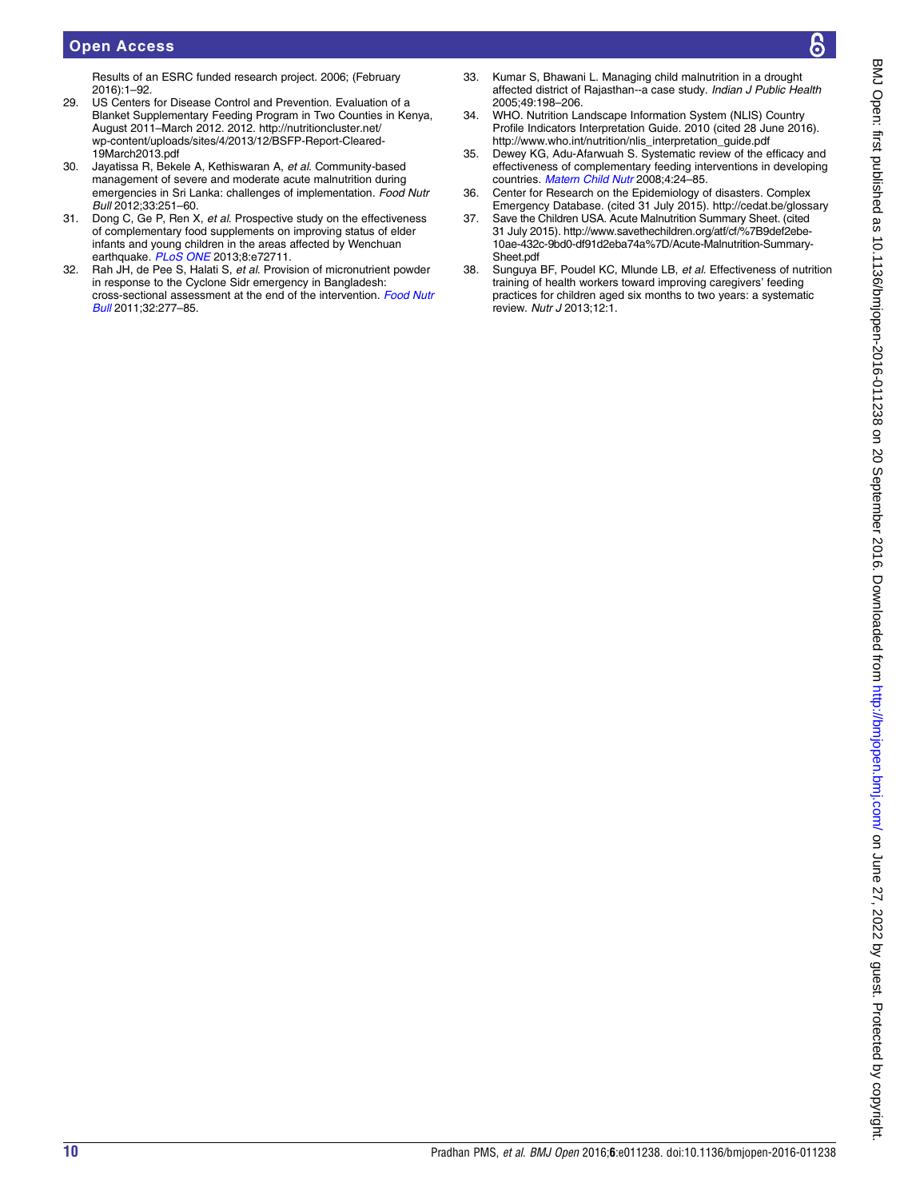Results of an ESRC funded research project. 2006; (February 2016):1–92.

29. US Centers for Disease Control and Prevention. Evaluation of a Blanket Supplementary Feeding Program in Two Counties in Kenya, August 2011–March 2012. 2012. http://nutritioncluster.net/wp-content/uploads/sites/4/2013/12/BSFP-Report-Cleared-19March2013.pdf
30. Jayatissa R, Bekele A, Kethiswaran A, *et al*. Community-based management of severe and moderate acute malnutrition during emergencies in Sri Lanka: challenges of implementation. *Food Nutr Bull* 2012;33:251–60.
31. Dong C, Ge P, Ren X, *et al*. Prospective study on the effectiveness of complementary food supplements on improving status of elder infants and young children in the areas affected by Wenchuan earthquake. *PLoS ONE* 2013;8:e72711.
32. Rah JH, de Pee S, Halati S, *et al*. Provision of micronutrient powder in response to the Cyclone Sidr emergency in Bangladesh: cross-sectional assessment at the end of the intervention. *Food Nutr Bull* 2011;32:277–85.
33. Kumar S, Bhawani L. Managing child malnutrition in a drought affected district of Rajasthan--a case study. *Indian J Public Health* 2005;49:198–206.
34. WHO. Nutrition Landscape Information System (NLIS) Country Profile Indicators Interpretation Guide. 2010 (cited 28 June 2016). http://www.who.int/nutrition/nlis_interpretation_guide.pdf
35. Dewey KG, Adu-Afarwuah S. Systematic review of the efficacy and effectiveness of complementary feeding interventions in developing countries. *Matern Child Nutr* 2008;4:24–85.
36. Center for Research on the Epidemiology of disasters. Complex Emergency Database. (cited 31 July 2015). http://cedat.be/glossary
37. Save the Children USA. Acute Malnutrition Summary Sheet. (cited 31 July 2015). http://www.savethechildren.org/atf/cf/%7B9def2ebe-10ae-432c-9bd0-df91d2eba74a%7D/Acute-Malnutrition-Summary-Sheet.pdf
38. Sunguya BF, Poudel KC, Mlunde LB, *et al*. Effectiveness of nutrition training of health workers toward improving caregivers' feeding practices for children aged six months to two years: a systematic review. *Nutr J* 2013;12:1.